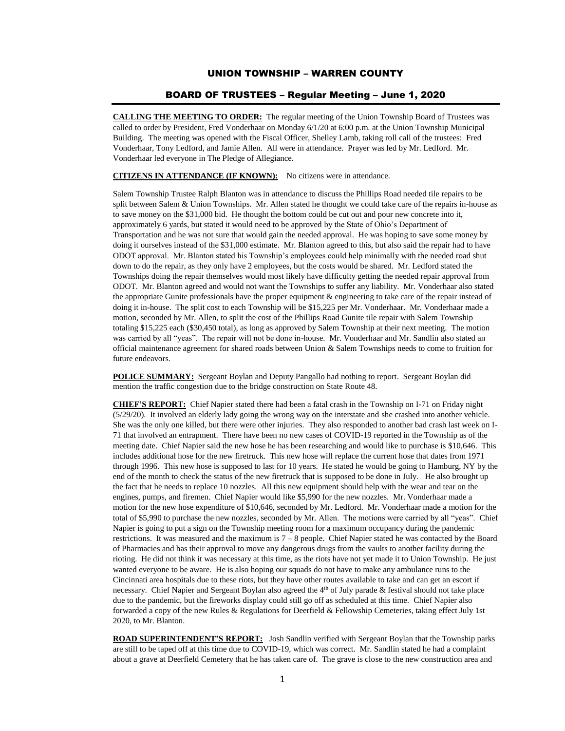# UNION TOWNSHIP – WARREN COUNTY

## BOARD OF TRUSTEES – Regular Meeting – June 1, 2020

**CALLING THE MEETING TO ORDER:** The regular meeting of the Union Township Board of Trustees was called to order by President, Fred Vonderhaar on Monday 6/1/20 at 6:00 p.m. at the Union Township Municipal Building. The meeting was opened with the Fiscal Officer, Shelley Lamb, taking roll call of the trustees: Fred Vonderhaar, Tony Ledford, and Jamie Allen. All were in attendance. Prayer was led by Mr. Ledford. Mr. Vonderhaar led everyone in The Pledge of Allegiance.

**CITIZENS IN ATTENDANCE (IF KNOWN):** No citizens were in attendance.

Salem Township Trustee Ralph Blanton was in attendance to discuss the Phillips Road needed tile repairs to be split between Salem & Union Townships. Mr. Allen stated he thought we could take care of the repairs in-house as to save money on the $31,000 bid. He thought the bottom could be cut out and pour new concrete into it, approximately 6 yards, but stated it would need to be approved by the State of Ohio's Department of Transportation and he was not sure that would gain the needed approval. He was hoping to save some money by doing it ourselves instead of the $31,000 estimate. Mr. Blanton agreed to this, but also said the repair had to have ODOT approval. Mr. Blanton stated his Township's employees could help minimally with the needed road shut down to do the repair, as they only have 2 employees, but the costs would be shared. Mr. Ledford stated the Townships doing the repair themselves would most likely have difficulty getting the needed repair approval from ODOT. Mr. Blanton agreed and would not want the Townships to suffer any liability. Mr. Vonderhaar also stated the appropriate Gunite professionals have the proper equipment & engineering to take care of the repair instead of doing it in-house. The split cost to each Township will be $15,225 per Mr. Vonderhaar. Mr. Vonderhaar made a motion, seconded by Mr. Allen, to split the cost of the Phillips Road Gunite tile repair with Salem Township totaling $15,225 each ($30,450 total), as long as approved by Salem Township at their next meeting. The motion was carried by all "yeas". The repair will not be done in-house. Mr. Vonderhaar and Mr. Sandlin also stated an official maintenance agreement for shared roads between Union & Salem Townships needs to come to fruition for future endeavors.

**POLICE SUMMARY:** Sergeant Boylan and Deputy Pangallo had nothing to report. Sergeant Boylan did mention the traffic congestion due to the bridge construction on State Route 48.

**CHIEF'S REPORT:** Chief Napier stated there had been a fatal crash in the Township on I-71 on Friday night (5/29/20). It involved an elderly lady going the wrong way on the interstate and she crashed into another vehicle. She was the only one killed, but there were other injuries. They also responded to another bad crash last week on I-71 that involved an entrapment. There have been no new cases of COVID-19 reported in the Township as of the meeting date. Chief Napier said the new hose he has been researching and would like to purchase is $10,646. This includes additional hose for the new firetruck. This new hose will replace the current hose that dates from 1971 through 1996. This new hose is supposed to last for 10 years. He stated he would be going to Hamburg, NY by the end of the month to check the status of the new firetruck that is supposed to be done in July. He also brought up the fact that he needs to replace 10 nozzles. All this new equipment should help with the wear and tear on the engines, pumps, and firemen. Chief Napier would like $5,990 for the new nozzles. Mr. Vonderhaar made a motion for the new hose expenditure of $10,646, seconded by Mr. Ledford. Mr. Vonderhaar made a motion for the total of $5,990 to purchase the new nozzles, seconded by Mr. Allen. The motions were carried by all "yeas". Chief Napier is going to put a sign on the Township meeting room for a maximum occupancy during the pandemic restrictions. It was measured and the maximum is 7 – 8 people. Chief Napier stated he was contacted by the Board of Pharmacies and has their approval to move any dangerous drugs from the vaults to another facility during the rioting. He did not think it was necessary at this time, as the riots have not yet made it to Union Township. He just wanted everyone to be aware. He is also hoping our squads do not have to make any ambulance runs to the Cincinnati area hospitals due to these riots, but they have other routes available to take and can get an escort if necessary. Chief Napier and Sergeant Boylan also agreed the 4th of July parade & festival should not take place due to the pandemic, but the fireworks display could still go off as scheduled at this time. Chief Napier also forwarded a copy of the new Rules & Regulations for Deerfield & Fellowship Cemeteries, taking effect July 1st 2020, to Mr. Blanton.

**ROAD SUPERINTENDENT'S REPORT:** Josh Sandlin verified with Sergeant Boylan that the Township parks are still to be taped off at this time due to COVID-19, which was correct. Mr. Sandlin stated he had a complaint about a grave at Deerfield Cemetery that he has taken care of. The grave is close to the new construction area and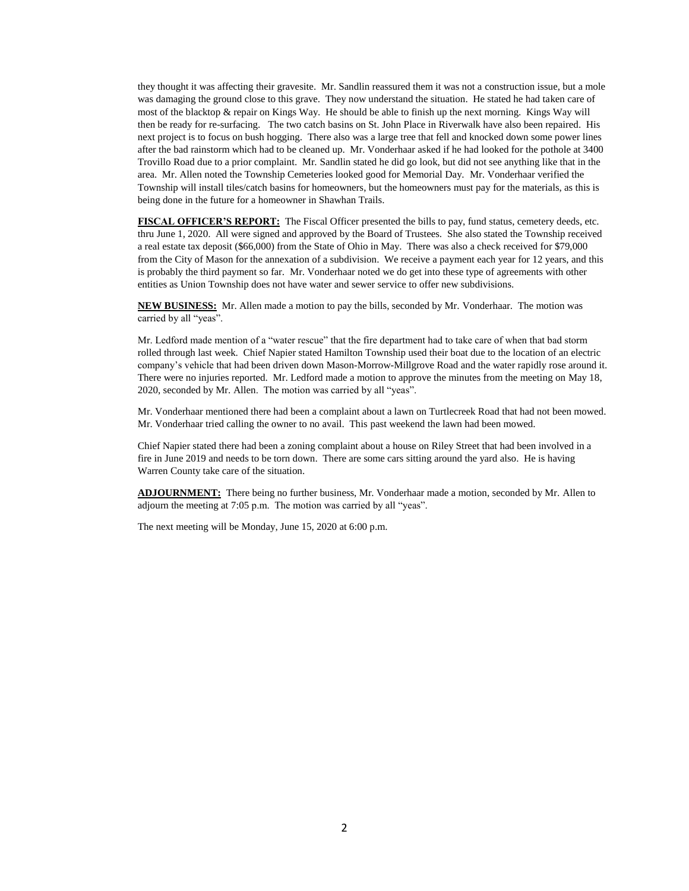they thought it was affecting their gravesite. Mr. Sandlin reassured them it was not a construction issue, but a mole was damaging the ground close to this grave. They now understand the situation. He stated he had taken care of most of the blacktop & repair on Kings Way. He should be able to finish up the next morning. Kings Way will then be ready for re-surfacing. The two catch basins on St. John Place in Riverwalk have also been repaired. His next project is to focus on bush hogging. There also was a large tree that fell and knocked down some power lines after the bad rainstorm which had to be cleaned up. Mr. Vonderhaar asked if he had looked for the pothole at 3400 Trovillo Road due to a prior complaint. Mr. Sandlin stated he did go look, but did not see anything like that in the area. Mr. Allen noted the Township Cemeteries looked good for Memorial Day. Mr. Vonderhaar verified the Township will install tiles/catch basins for homeowners, but the homeowners must pay for the materials, as this is being done in the future for a homeowner in Shawhan Trails.

**FISCAL OFFICER'S REPORT:** The Fiscal Officer presented the bills to pay, fund status, cemetery deeds, etc. thru June 1, 2020. All were signed and approved by the Board of Trustees. She also stated the Township received a real estate tax deposit ($66,000) from the State of Ohio in May. There was also a check received for $79,000 from the City of Mason for the annexation of a subdivision. We receive a payment each year for 12 years, and this is probably the third payment so far. Mr. Vonderhaar noted we do get into these type of agreements with other entities as Union Township does not have water and sewer service to offer new subdivisions.

**NEW BUSINESS:** Mr. Allen made a motion to pay the bills, seconded by Mr. Vonderhaar. The motion was carried by all "yeas".

Mr. Ledford made mention of a "water rescue" that the fire department had to take care of when that bad storm rolled through last week. Chief Napier stated Hamilton Township used their boat due to the location of an electric company's vehicle that had been driven down Mason-Morrow-Millgrove Road and the water rapidly rose around it. There were no injuries reported. Mr. Ledford made a motion to approve the minutes from the meeting on May 18, 2020, seconded by Mr. Allen. The motion was carried by all "yeas".

Mr. Vonderhaar mentioned there had been a complaint about a lawn on Turtlecreek Road that had not been mowed. Mr. Vonderhaar tried calling the owner to no avail. This past weekend the lawn had been mowed.

Chief Napier stated there had been a zoning complaint about a house on Riley Street that had been involved in a fire in June 2019 and needs to be torn down. There are some cars sitting around the yard also. He is having Warren County take care of the situation.

**ADJOURNMENT:** There being no further business, Mr. Vonderhaar made a motion, seconded by Mr. Allen to adjourn the meeting at 7:05 p.m. The motion was carried by all "yeas".

The next meeting will be Monday, June 15, 2020 at 6:00 p.m.